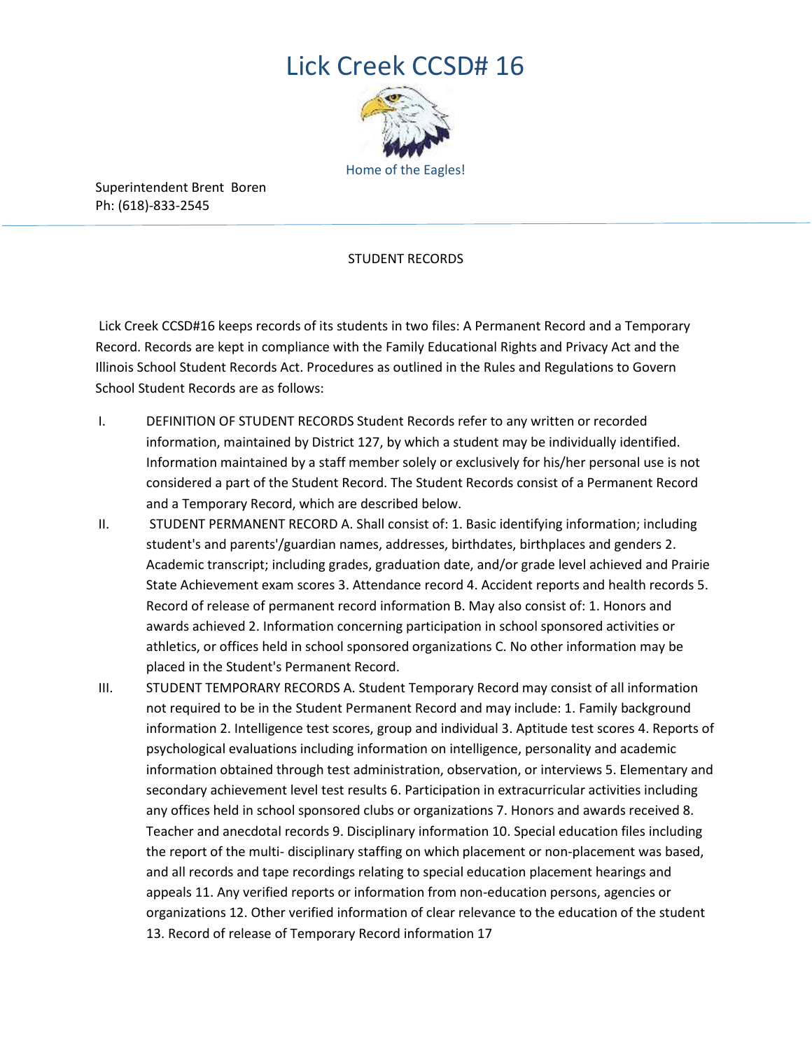# Lick Creek CCSD# 16

Home of the Eagles!

Superintendent Brent Boren
Ph: (618)-833-2545

STUDENT RECORDS

Lick Creek CCSD#16 keeps records of its students in two files: A Permanent Record and a Temporary Record. Records are kept in compliance with the Family Educational Rights and Privacy Act and the Illinois School Student Records Act. Procedures as outlined in the Rules and Regulations to Govern School Student Records are as follows:

I. DEFINITION OF STUDENT RECORDS Student Records refer to any written or recorded information, maintained by District 127, by which a student may be individually identified. Information maintained by a staff member solely or exclusively for his/her personal use is not considered a part of the Student Record. The Student Records consist of a Permanent Record and a Temporary Record, which are described below.

II. STUDENT PERMANENT RECORD A. Shall consist of: 1. Basic identifying information; including student's and parents'/guardian names, addresses, birthdates, birthplaces and genders 2. Academic transcript; including grades, graduation date, and/or grade level achieved and Prairie State Achievement exam scores 3. Attendance record 4. Accident reports and health records 5. Record of release of permanent record information B. May also consist of: 1. Honors and awards achieved 2. Information concerning participation in school sponsored activities or athletics, or offices held in school sponsored organizations C. No other information may be placed in the Student's Permanent Record.

III. STUDENT TEMPORARY RECORDS A. Student Temporary Record may consist of all information not required to be in the Student Permanent Record and may include: 1. Family background information 2. Intelligence test scores, group and individual 3. Aptitude test scores 4. Reports of psychological evaluations including information on intelligence, personality and academic information obtained through test administration, observation, or interviews 5. Elementary and secondary achievement level test results 6. Participation in extracurricular activities including any offices held in school sponsored clubs or organizations 7. Honors and awards received 8. Teacher and anecdotal records 9. Disciplinary information 10. Special education files including the report of the multi- disciplinary staffing on which placement or non-placement was based, and all records and tape recordings relating to special education placement hearings and appeals 11. Any verified reports or information from non-education persons, agencies or organizations 12. Other verified information of clear relevance to the education of the student 13. Record of release of Temporary Record information 17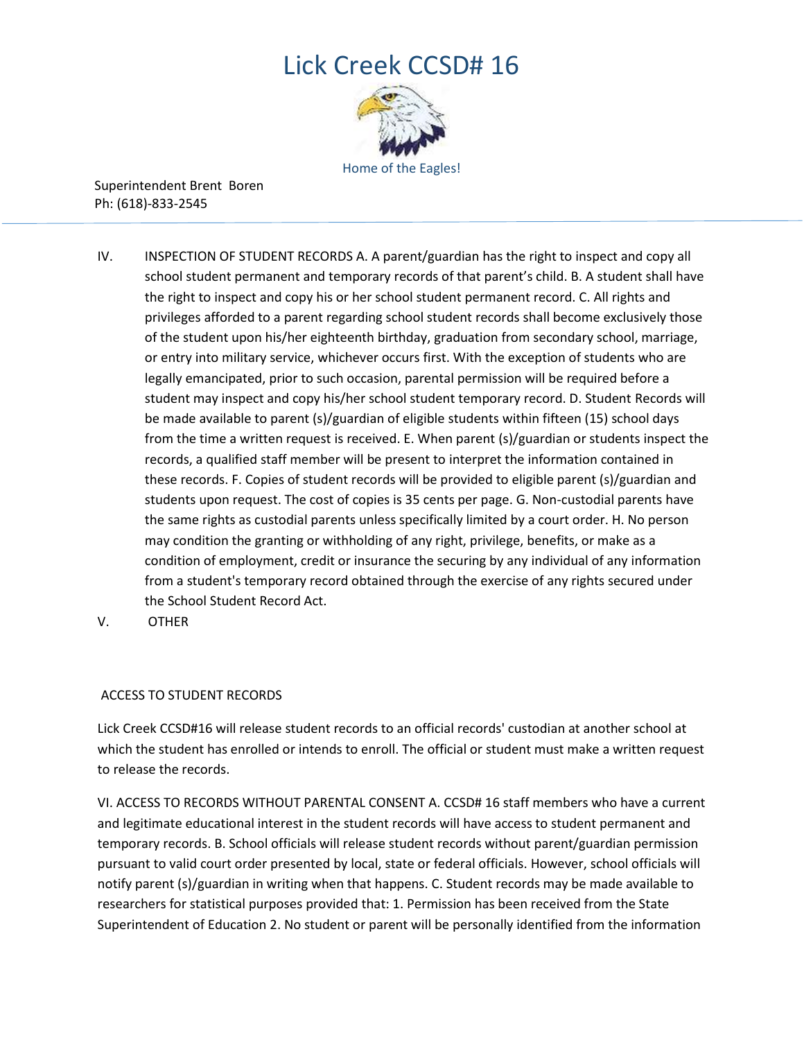# Lick Creek CCSD# 16

Home of the Eagles!

Superintendent Brent Boren
Ph: (618)-833-2545

IV. INSPECTION OF STUDENT RECORDS A. A parent/guardian has the right to inspect and copy all school student permanent and temporary records of that parent's child. B. A student shall have the right to inspect and copy his or her school student permanent record. C. All rights and privileges afforded to a parent regarding school student records shall become exclusively those of the student upon his/her eighteenth birthday, graduation from secondary school, marriage, or entry into military service, whichever occurs first. With the exception of students who are legally emancipated, prior to such occasion, parental permission will be required before a student may inspect and copy his/her school student temporary record. D. Student Records will be made available to parent (s)/guardian of eligible students within fifteen (15) school days from the time a written request is received. E. When parent (s)/guardian or students inspect the records, a qualified staff member will be present to interpret the information contained in these records. F. Copies of student records will be provided to eligible parent (s)/guardian and students upon request. The cost of copies is 35 cents per page. G. Non-custodial parents have the same rights as custodial parents unless specifically limited by a court order. H. No person may condition the granting or withholding of any right, privilege, benefits, or make as a condition of employment, credit or insurance the securing by any individual of any information from a student's temporary record obtained through the exercise of any rights secured under the School Student Record Act.

V. OTHER

ACCESS TO STUDENT RECORDS

Lick Creek CCSD#16 will release student records to an official records' custodian at another school at which the student has enrolled or intends to enroll. The official or student must make a written request to release the records.

VI. ACCESS TO RECORDS WITHOUT PARENTAL CONSENT A. CCSD# 16 staff members who have a current and legitimate educational interest in the student records will have access to student permanent and temporary records. B. School officials will release student records without parent/guardian permission pursuant to valid court order presented by local, state or federal officials. However, school officials will notify parent (s)/guardian in writing when that happens. C. Student records may be made available to researchers for statistical purposes provided that: 1. Permission has been received from the State Superintendent of Education 2. No student or parent will be personally identified from the information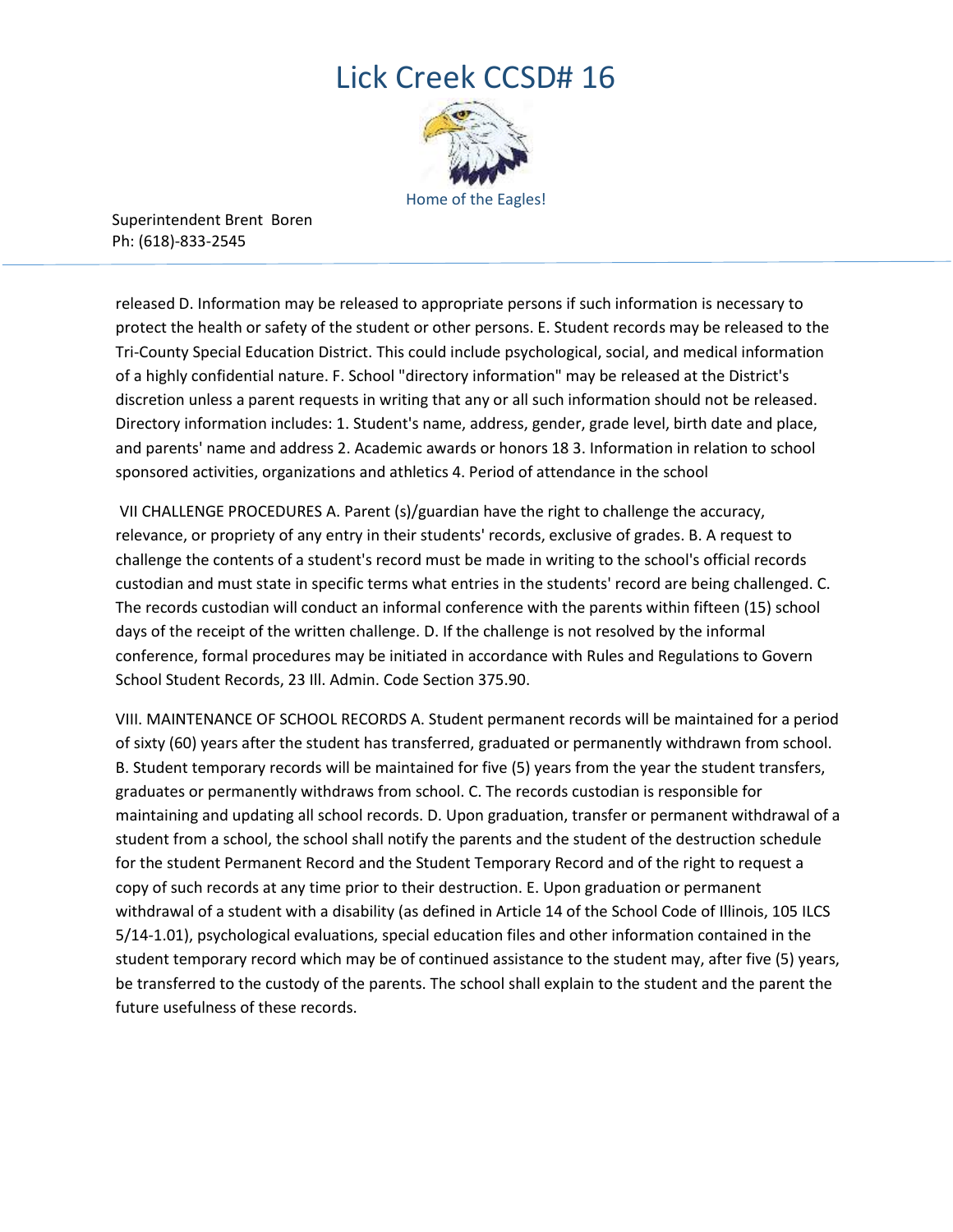released D. Information may be released to appropriate persons if such information is necessary to protect the health or safety of the student or other persons. E. Student records may be released to the Tri-County Special Education District. This could include psychological, social, and medical information of a highly confidential nature. F. School "directory information" may be released at the District's discretion unless a parent requests in writing that any or all such information should not be released. Directory information includes: 1. Student's name, address, gender, grade level, birth date and place, and parents' name and address 2. Academic awards or honors 18 3. Information in relation to school sponsored activities, organizations and athletics 4. Period of attendance in the school

VII CHALLENGE PROCEDURES A. Parent (s)/guardian have the right to challenge the accuracy, relevance, or propriety of any entry in their students' records, exclusive of grades. B. A request to challenge the contents of a student's record must be made in writing to the school's official records custodian and must state in specific terms what entries in the students' record are being challenged. C. The records custodian will conduct an informal conference with the parents within fifteen (15) school days of the receipt of the written challenge. D. If the challenge is not resolved by the informal conference, formal procedures may be initiated in accordance with Rules and Regulations to Govern School Student Records, 23 Ill. Admin. Code Section 375.90.

VIII. MAINTENANCE OF SCHOOL RECORDS A. Student permanent records will be maintained for a period of sixty (60) years after the student has transferred, graduated or permanently withdrawn from school. B. Student temporary records will be maintained for five (5) years from the year the student transfers, graduates or permanently withdraws from school. C. The records custodian is responsible for maintaining and updating all school records. D. Upon graduation, transfer or permanent withdrawal of a student from a school, the school shall notify the parents and the student of the destruction schedule for the student Permanent Record and the Student Temporary Record and of the right to request a copy of such records at any time prior to their destruction. E. Upon graduation or permanent withdrawal of a student with a disability (as defined in Article 14 of the School Code of Illinois, 105 ILCS 5/14-1.01), psychological evaluations, special education files and other information contained in the student temporary record which may be of continued assistance to the student may, after five (5) years, be transferred to the custody of the parents. The school shall explain to the student and the parent the future usefulness of these records.